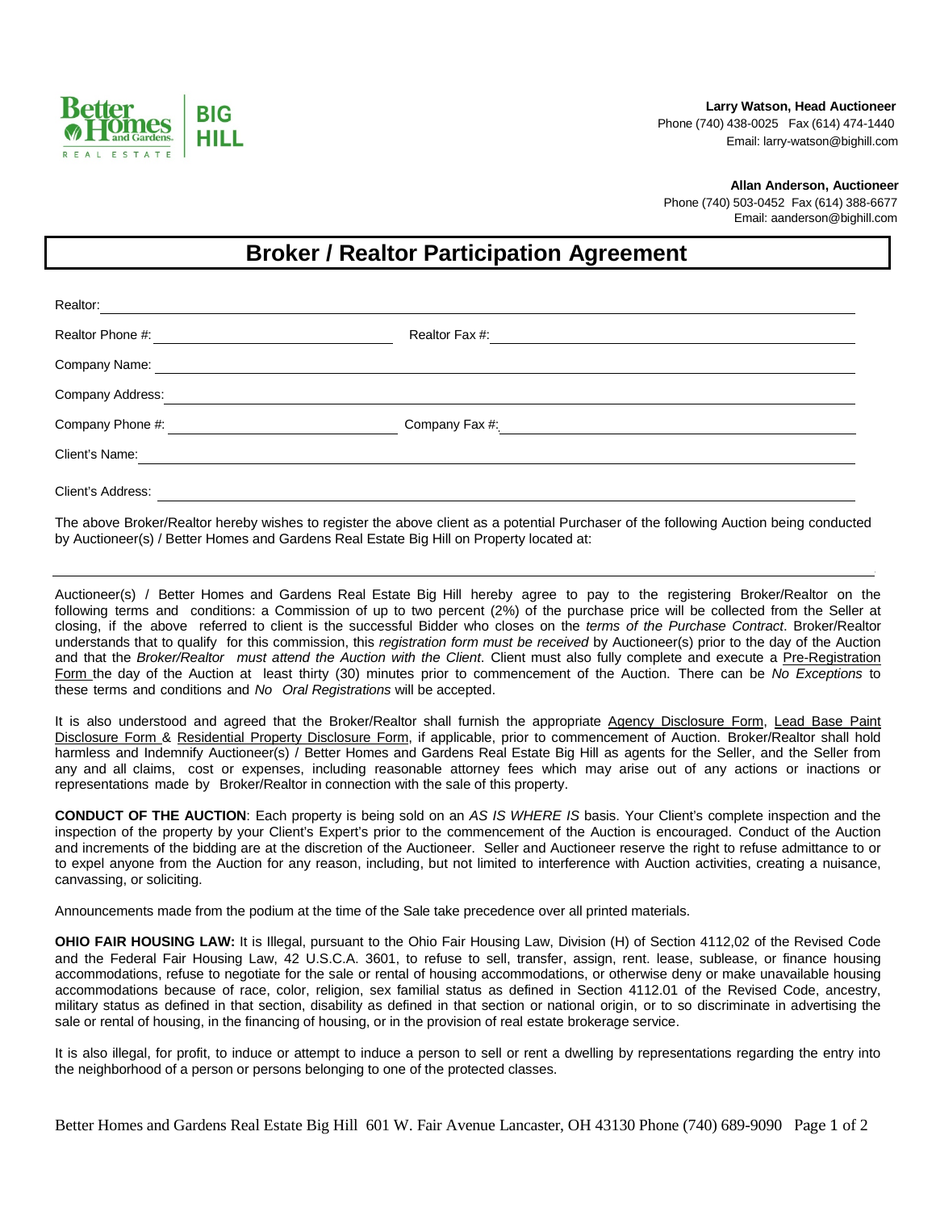**Larry Watson, Head Auctioneer**
Phone (740) 438-0025 Fax (614) 474-1440
Email: larry-watson@bighill.com

**Allan Anderson, Auctioneer**
Phone (740) 503-0452 Fax (614) 388-6677
Email: aanderson@bighill.com

# Broker / Realtor Participation Agreement

Realtor: ______________________________________________

Realtor Phone #: ____________________ Realtor Fax #: ____________________

Company Name: ______________________________________________

Company Address: ______________________________________________

Company Phone #: ____________________ Company Fax #: ____________________

Client's Name: ______________________________________________

Client's Address: ______________________________________________

The above Broker/Realtor hereby wishes to register the above client as a potential Purchaser of the following Auction being conducted by Auctioneer(s) / Better Homes and Gardens Real Estate Big Hill on Property located at:

______________________________________________

Auctioneer(s) / Better Homes and Gardens Real Estate Big Hill hereby agree to pay to the registering Broker/Realtor on the following terms and conditions: a Commission of up to two percent (2%) of the purchase price will be collected from the Seller at closing, if the above referred to client is the successful Bidder who closes on the *terms of the Purchase Contract*. Broker/Realtor understands that to qualify for this commission, this *registration form must be received* by Auctioneer(s) prior to the day of the Auction and that the *Broker/Realtor must attend the Auction with the Client*. Client must also fully complete and execute a Pre-Registration Form the day of the Auction at least thirty (30) minutes prior to commencement of the Auction. There can be *No Exceptions* to these terms and conditions and *No Oral Registrations* will be accepted.

It is also understood and agreed that the Broker/Realtor shall furnish the appropriate Agency Disclosure Form, Lead Base Paint Disclosure Form & Residential Property Disclosure Form, if applicable, prior to commencement of Auction. Broker/Realtor shall hold harmless and Indemnify Auctioneer(s) / Better Homes and Gardens Real Estate Big Hill as agents for the Seller, and the Seller from any and all claims, cost or expenses, including reasonable attorney fees which may arise out of any actions or inactions or representations made by Broker/Realtor in connection with the sale of this property.

**CONDUCT OF THE AUCTION**: Each property is being sold on an *AS IS WHERE IS* basis. Your Client's complete inspection and the inspection of the property by your Client's Expert's prior to the commencement of the Auction is encouraged. Conduct of the Auction and increments of the bidding are at the discretion of the Auctioneer. Seller and Auctioneer reserve the right to refuse admittance to or to expel anyone from the Auction for any reason, including, but not limited to interference with Auction activities, creating a nuisance, canvassing, or soliciting.

Announcements made from the podium at the time of the Sale take precedence over all printed materials.

**OHIO FAIR HOUSING LAW:** It is Illegal, pursuant to the Ohio Fair Housing Law, Division (H) of Section 4112,02 of the Revised Code and the Federal Fair Housing Law, 42 U.S.C.A. 3601, to refuse to sell, transfer, assign, rent. lease, sublease, or finance housing accommodations, refuse to negotiate for the sale or rental of housing accommodations, or otherwise deny or make unavailable housing accommodations because of race, color, religion, sex familial status as defined in Section 4112.01 of the Revised Code, ancestry, military status as defined in that section, disability as defined in that section or national origin, or to so discriminate in advertising the sale or rental of housing, in the financing of housing, or in the provision of real estate brokerage service.

It is also illegal, for profit, to induce or attempt to induce a person to sell or rent a dwelling by representations regarding the entry into the neighborhood of a person or persons belonging to one of the protected classes.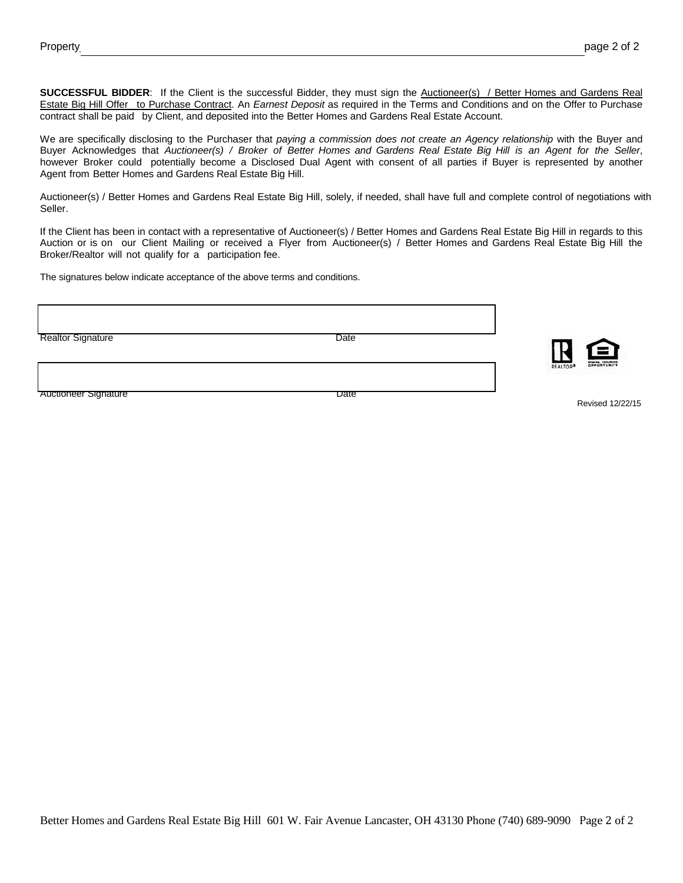Property

**SUCCESSFUL BIDDER**: If the Client is the successful Bidder, they must sign the Auctioneer(s) / Better Homes and Gardens Real Estate Big Hill Offer to Purchase Contract. An *Earnest Deposit* as required in the Terms and Conditions and on the Offer to Purchase contract shall be paid by Client, and deposited into the Better Homes and Gardens Real Estate Account.

We are specifically disclosing to the Purchaser that *paying a commission does not create an Agency relationship* with the Buyer and Buyer Acknowledges that *Auctioneer(s) / Broker of Better Homes and Gardens Real Estate Big Hill is an Agent for the Seller*, however Broker could potentially become a Disclosed Dual Agent with consent of all parties if Buyer is represented by another Agent from Better Homes and Gardens Real Estate Big Hill.

Auctioneer(s) / Better Homes and Gardens Real Estate Big Hill, solely, if needed, shall have full and complete control of negotiations with Seller.

If the Client has been in contact with a representative of Auctioneer(s) / Better Homes and Gardens Real Estate Big Hill in regards to this Auction or is on our Client Mailing or received a Flyer from Auctioneer(s) / Better Homes and Gardens Real Estate Big Hill the Broker/Realtor will not qualify for a participation fee.

The signatures below indicate acceptance of the above terms and conditions.

Realtor Signature Date

Auctioneer Signature Date

Revised 12/22/15

Better Homes and Gardens Real Estate Big Hill 601 W. Fair Avenue Lancaster, OH 43130 Phone (740) 689-9090